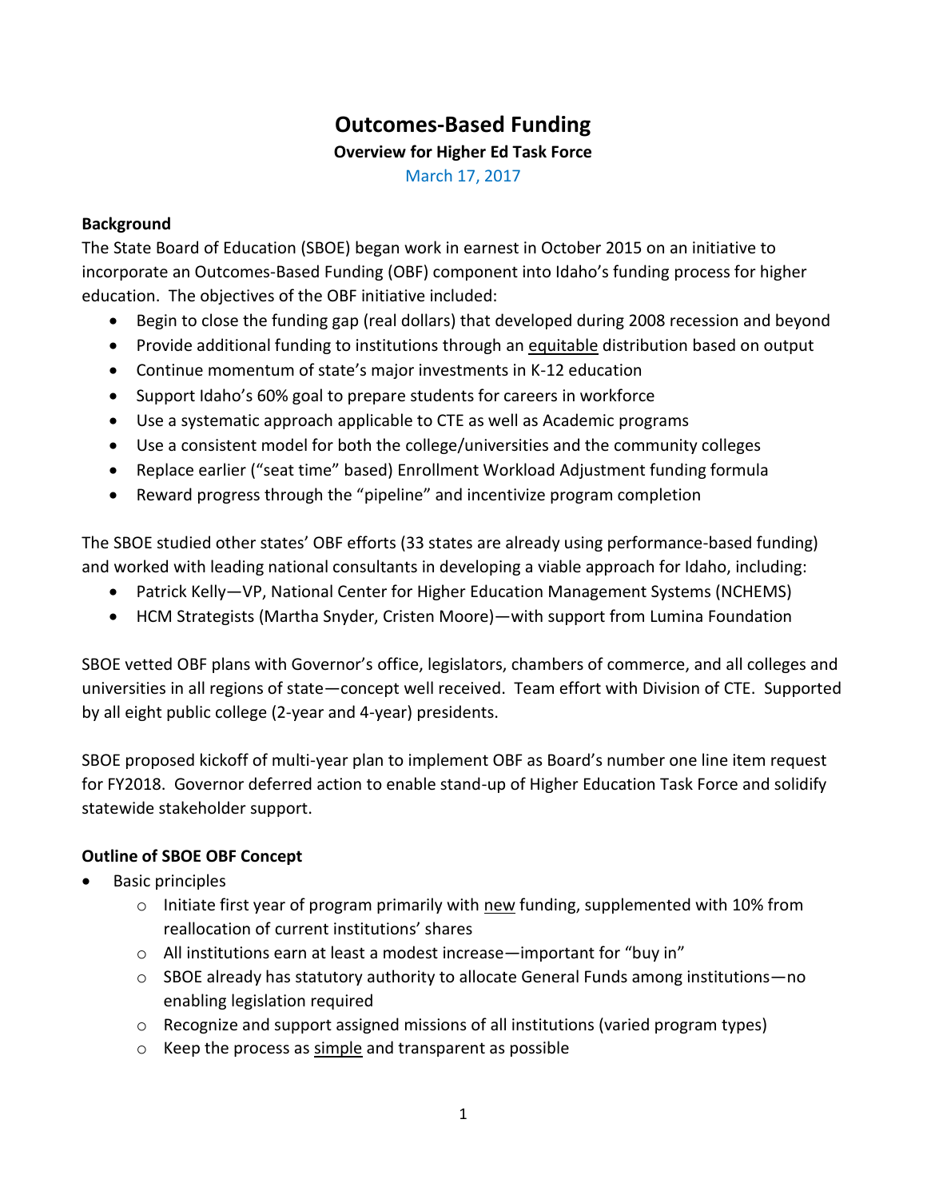# Outcomes-Based Funding

**Overview for Higher Ed Task Force**

March 17, 2017

**Background**

The State Board of Education (SBOE) began work in earnest in October 2015 on an initiative to incorporate an Outcomes-Based Funding (OBF) component into Idaho's funding process for higher education. The objectives of the OBF initiative included:

- Begin to close the funding gap (real dollars) that developed during 2008 recession and beyond
- Provide additional funding to institutions through an equitable distribution based on output
- Continue momentum of state's major investments in K-12 education
- Support Idaho's 60% goal to prepare students for careers in workforce
- Use a systematic approach applicable to CTE as well as Academic programs
- Use a consistent model for both the college/universities and the community colleges
- Replace earlier ("seat time" based) Enrollment Workload Adjustment funding formula
- Reward progress through the "pipeline" and incentivize program completion

The SBOE studied other states' OBF efforts (33 states are already using performance-based funding) and worked with leading national consultants in developing a viable approach for Idaho, including:

- Patrick Kelly—VP, National Center for Higher Education Management Systems (NCHEMS)
- HCM Strategists (Martha Snyder, Cristen Moore)—with support from Lumina Foundation

SBOE vetted OBF plans with Governor's office, legislators, chambers of commerce, and all colleges and universities in all regions of state—concept well received. Team effort with Division of CTE. Supported by all eight public college (2-year and 4-year) presidents.

SBOE proposed kickoff of multi-year plan to implement OBF as Board's number one line item request for FY2018. Governor deferred action to enable stand-up of Higher Education Task Force and solidify statewide stakeholder support.

**Outline of SBOE OBF Concept**

- Basic principles
  - Initiate first year of program primarily with new funding, supplemented with 10% from reallocation of current institutions' shares
  - All institutions earn at least a modest increase—important for "buy in"
  - SBOE already has statutory authority to allocate General Funds among institutions—no enabling legislation required
  - Recognize and support assigned missions of all institutions (varied program types)
  - Keep the process as simple and transparent as possible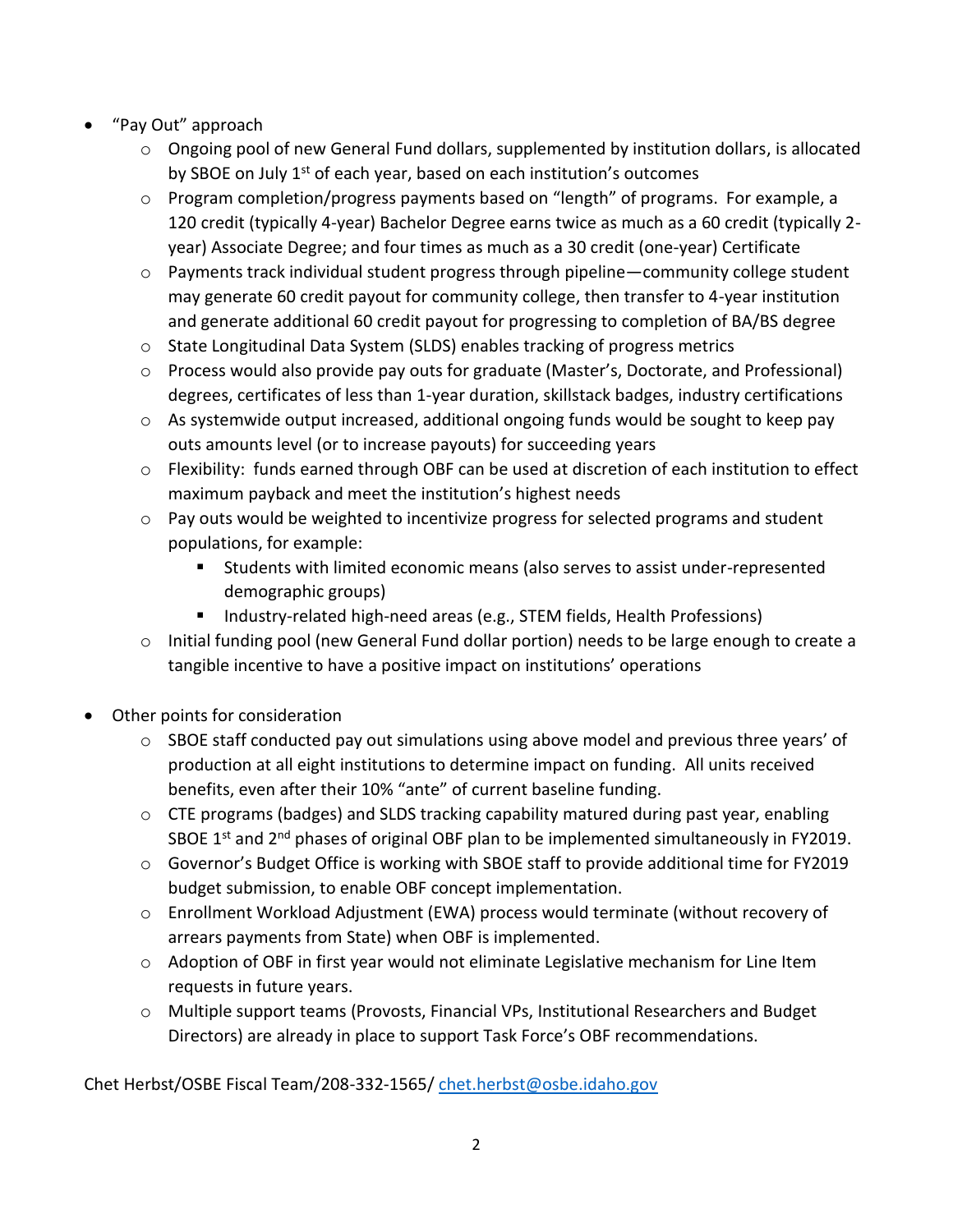- "Pay Out" approach
  - Ongoing pool of new General Fund dollars, supplemented by institution dollars, is allocated by SBOE on July 1st of each year, based on each institution's outcomes
  - Program completion/progress payments based on "length" of programs. For example, a 120 credit (typically 4-year) Bachelor Degree earns twice as much as a 60 credit (typically 2-year) Associate Degree; and four times as much as a 30 credit (one-year) Certificate
  - Payments track individual student progress through pipeline—community college student may generate 60 credit payout for community college, then transfer to 4-year institution and generate additional 60 credit payout for progressing to completion of BA/BS degree
  - State Longitudinal Data System (SLDS) enables tracking of progress metrics
  - Process would also provide pay outs for graduate (Master's, Doctorate, and Professional) degrees, certificates of less than 1-year duration, skillstack badges, industry certifications
  - As systemwide output increased, additional ongoing funds would be sought to keep pay outs amounts level (or to increase payouts) for succeeding years
  - Flexibility: funds earned through OBF can be used at discretion of each institution to effect maximum payback and meet the institution's highest needs
  - Pay outs would be weighted to incentivize progress for selected programs and student populations, for example:
    - Students with limited economic means (also serves to assist under-represented demographic groups)
    - Industry-related high-need areas (e.g., STEM fields, Health Professions)
  - Initial funding pool (new General Fund dollar portion) needs to be large enough to create a tangible incentive to have a positive impact on institutions' operations

- Other points for consideration
  - SBOE staff conducted pay out simulations using above model and previous three years' of production at all eight institutions to determine impact on funding. All units received benefits, even after their 10% "ante" of current baseline funding.
  - CTE programs (badges) and SLDS tracking capability matured during past year, enabling SBOE 1st and 2nd phases of original OBF plan to be implemented simultaneously in FY2019.
  - Governor's Budget Office is working with SBOE staff to provide additional time for FY2019 budget submission, to enable OBF concept implementation.
  - Enrollment Workload Adjustment (EWA) process would terminate (without recovery of arrears payments from State) when OBF is implemented.
  - Adoption of OBF in first year would not eliminate Legislative mechanism for Line Item requests in future years.
  - Multiple support teams (Provosts, Financial VPs, Institutional Researchers and Budget Directors) are already in place to support Task Force's OBF recommendations.

Chet Herbst/OSBE Fiscal Team/208-332-1565/ chet.herbst@osbe.idaho.gov